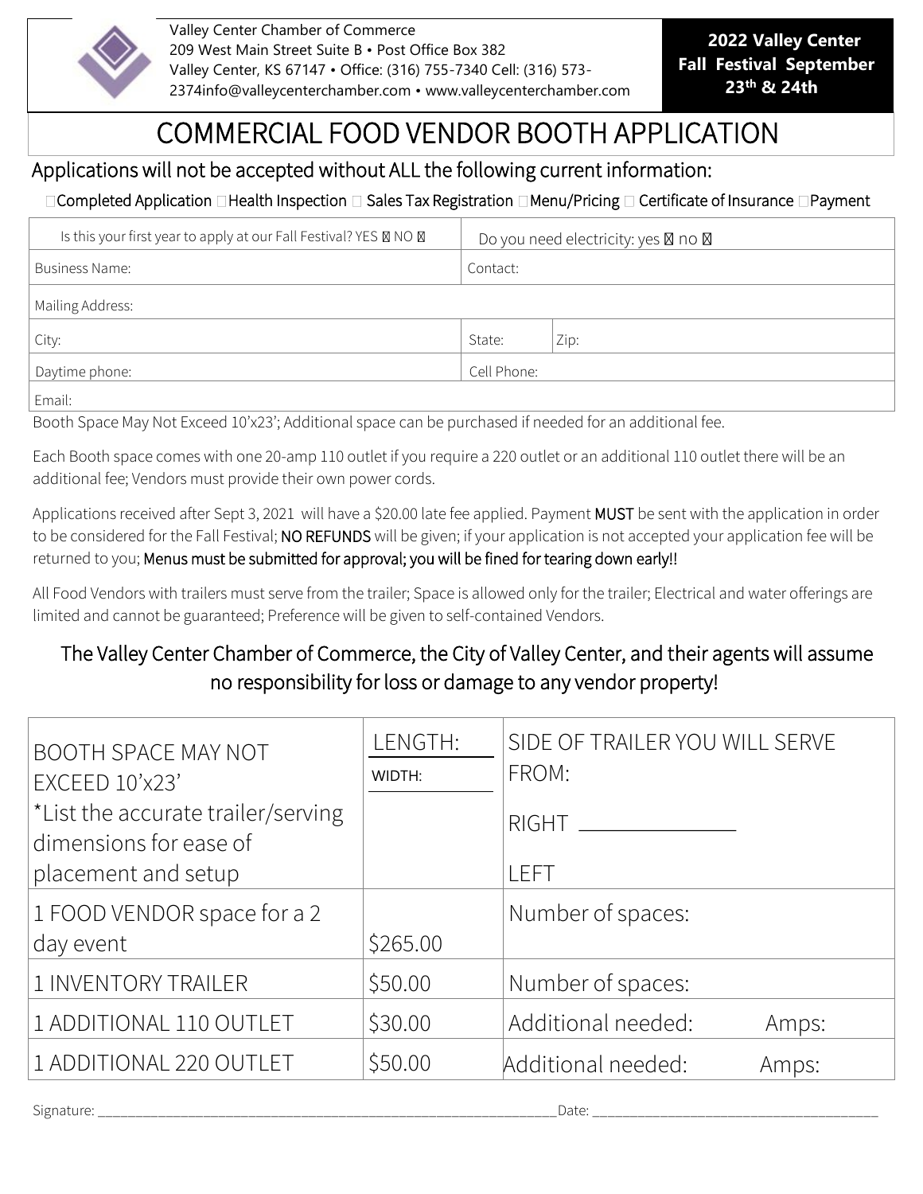Valley Center Chamber of Commerce
209 West Main Street Suite B • Post Office Box 382
Valley Center, KS 67147 • Office: (316) 755-7340 Cell: (316) 573-2374info@valleycenterchamber.com • www.valleycenterchamber.com

**2022 Valley Center Fall Festival September 23th & 24th**

# COMMERCIAL FOOD VENDOR BOOTH APPLICATION

## Applications will not be accepted without ALL the following current information:

☐Completed Application ☐Health Inspection ☐ Sales Tax Registration ☐Menu/Pricing ☐ Certificate of Insurance ☐Payment

| Is this your first year to apply at our Fall Festival? YES ☐ NO ☐ | Do you need electricity: yes ☐ no ☐ | |
|---|---|---|
| Business Name: | Contact: | |
| Mailing Address: | | |
| City: | State: | Zip: |
| Daytime phone: | Cell Phone: | |
| Email: | | |

Booth Space May Not Exceed 10'x23'; Additional space can be purchased if needed for an additional fee.

Each Booth space comes with one 20-amp 110 outlet if you require a 220 outlet or an additional 110 outlet there will be an additional fee; Vendors must provide their own power cords.

Applications received after Sept 3, 2021 will have a $20.00 late fee applied. Payment **MUST** be sent with the application in order to be considered for the Fall Festival; **NO REFUNDS** will be given; if your application is not accepted your application fee will be returned to you; **Menus must be submitted for approval; you will be fined for tearing down early!!**

All Food Vendors with trailers must serve from the trailer; Space is allowed only for the trailer; Electrical and water offerings are limited and cannot be guaranteed; Preference will be given to self-contained Vendors.

### The Valley Center Chamber of Commerce, the City of Valley Center, and their agents will assume no responsibility for loss or damage to any vendor property!

| BOOTH SPACE MAY NOT EXCEED 10'x23' *List the accurate trailer/serving dimensions for ease of placement and setup | LENGTH: ______ WIDTH: ______ | SIDE OF TRAILER YOU WILL SERVE FROM: RIGHT ______________ LEFT |
|---|---|---|
| 1 FOOD VENDOR space for a 2 day event | $265.00 | Number of spaces: |
| 1 INVENTORY TRAILER | $50.00 | Number of spaces: |
| 1 ADDITIONAL 110 OUTLET | $30.00 | Additional needed: Amps: |
| 1 ADDITIONAL 220 OUTLET | $50.00 | Additional needed: Amps: |

Signature: ____________________________________________________________ Date: ________________________________________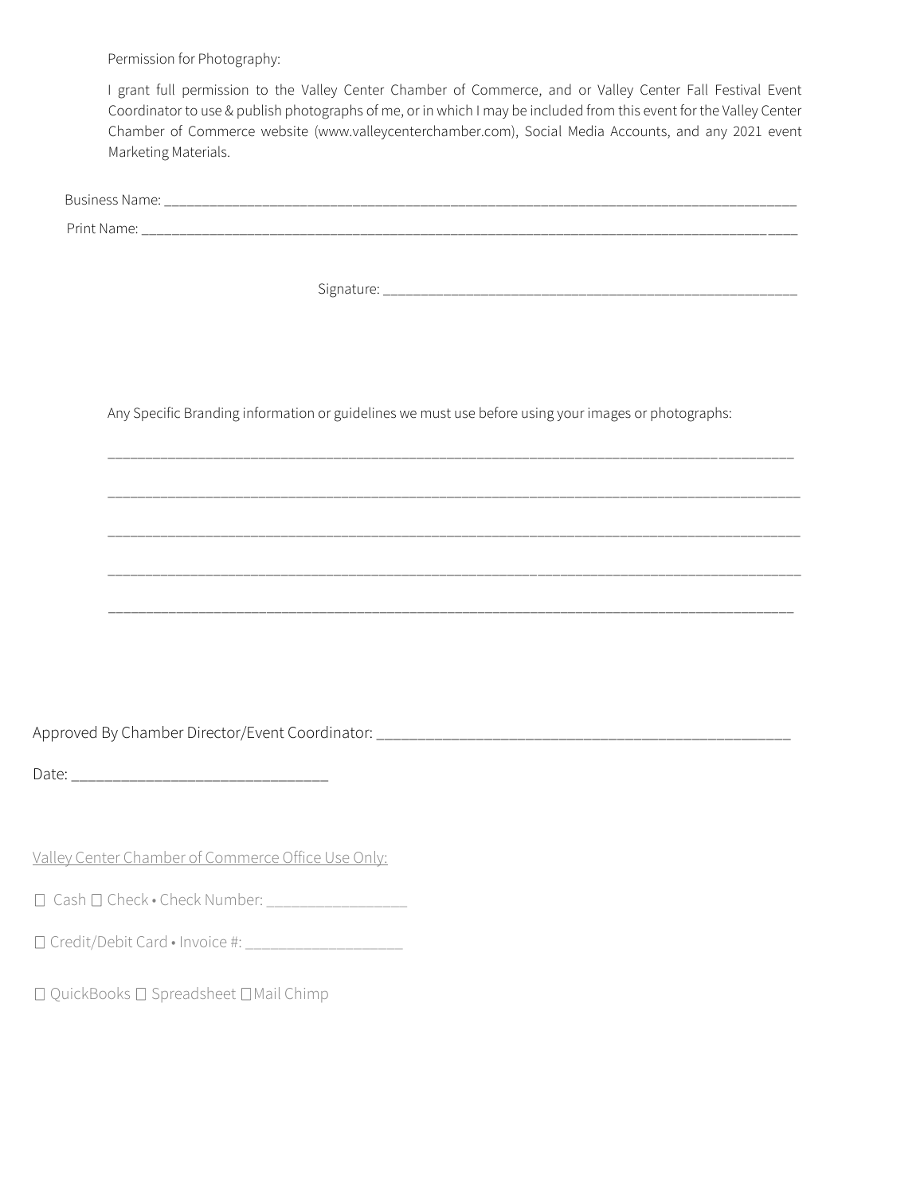Permission for Photography:

I grant full permission to the Valley Center Chamber of Commerce, and or Valley Center Fall Festival Event Coordinator to use & publish photographs of me, or in which I may be included from this event for the Valley Center Chamber of Commerce website (www.valleycenterchamber.com), Social Media Accounts, and any 2021 event Marketing Materials.

Business Name: ________________________________________________________________________________

Print Name: __________________________________________________________________________________

Signature: ________________________________________________

Any Specific Branding information or guidelines we must use before using your images or photographs:

________________________________________________________________________________________

________________________________________________________________________________________

________________________________________________________________________________________

________________________________________________________________________________________

________________________________________________________________________________________

Approved By Chamber Director/Event Coordinator: ________________________________________________

Date: ______________________________

Valley Center Chamber of Commerce Office Use Only:

☐ Cash ☐ Check • Check Number: ________________

☐ Credit/Debit Card • Invoice #: __________________

☐ QuickBooks ☐ Spreadsheet ☐ Mail Chimp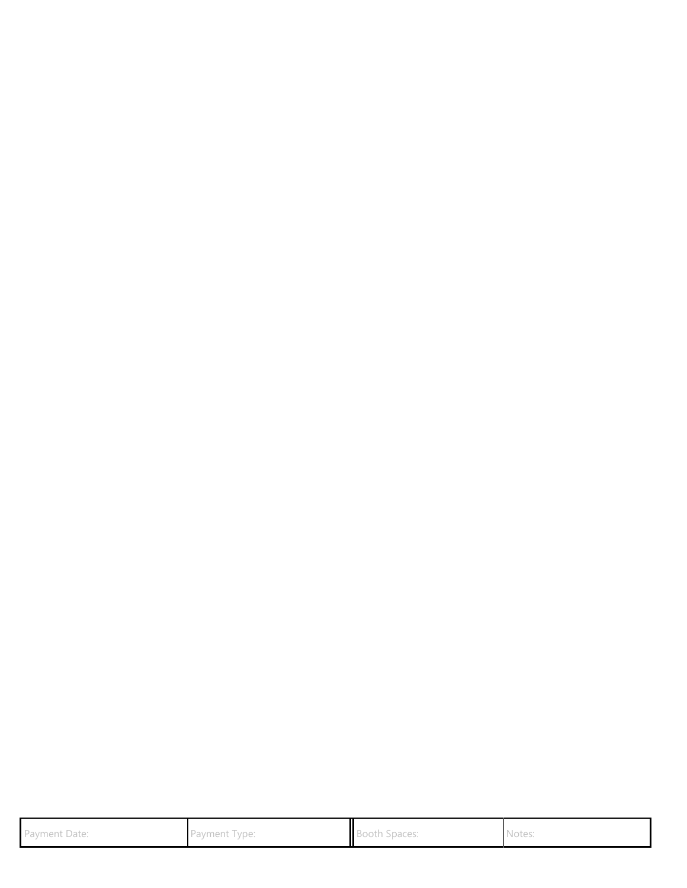| | | | |
|---|---|---|---|
| Payment Date: | Payment Type: | Booth Spaces: | Notes: |